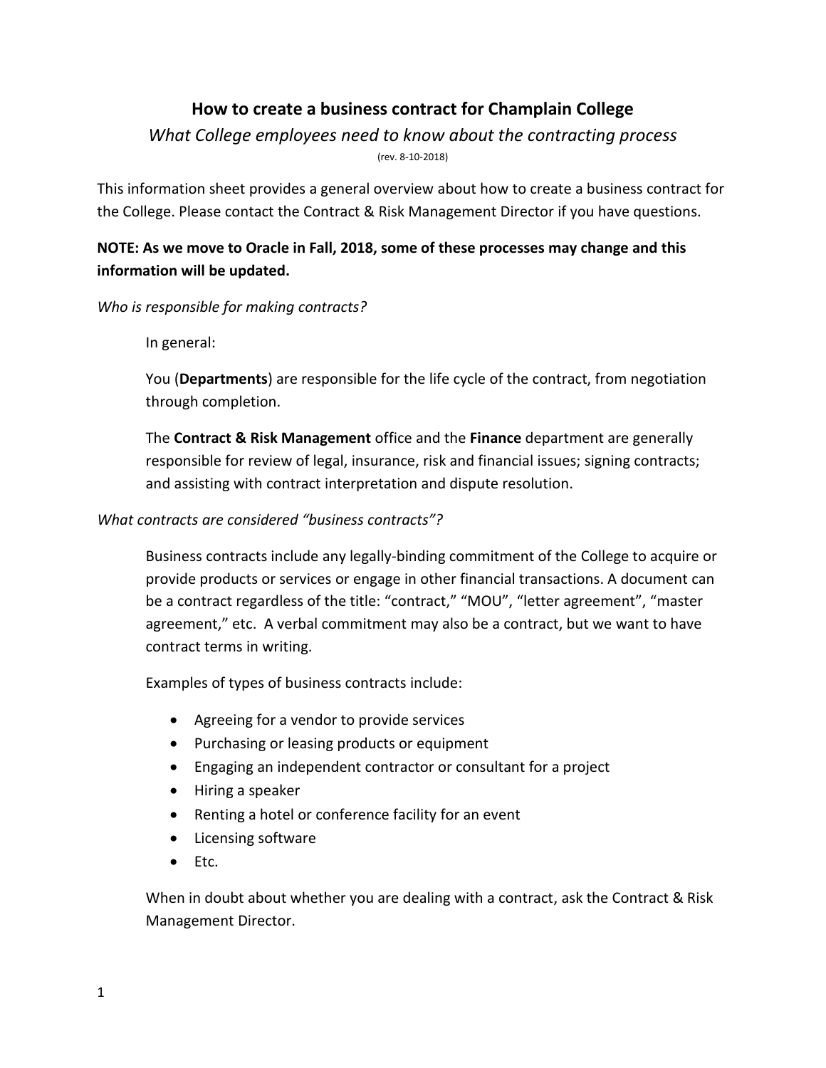# How to create a business contract for Champlain College

*What College employees need to know about the contracting process*

(rev. 8-10-2018)

This information sheet provides a general overview about how to create a business contract for the College. Please contact the Contract & Risk Management Director if you have questions.

**NOTE: As we move to Oracle in Fall, 2018, some of these processes may change and this information will be updated.**

*Who is responsible for making contracts?*

In general:

You (**Departments**) are responsible for the life cycle of the contract, from negotiation through completion.

The **Contract & Risk Management** office and the **Finance** department are generally responsible for review of legal, insurance, risk and financial issues; signing contracts; and assisting with contract interpretation and dispute resolution.

*What contracts are considered "business contracts"?*

Business contracts include any legally-binding commitment of the College to acquire or provide products or services or engage in other financial transactions. A document can be a contract regardless of the title: "contract," "MOU", "letter agreement", "master agreement," etc. A verbal commitment may also be a contract, but we want to have contract terms in writing.

Examples of types of business contracts include:

- Agreeing for a vendor to provide services
- Purchasing or leasing products or equipment
- Engaging an independent contractor or consultant for a project
- Hiring a speaker
- Renting a hotel or conference facility for an event
- Licensing software
- Etc.

When in doubt about whether you are dealing with a contract, ask the Contract & Risk Management Director.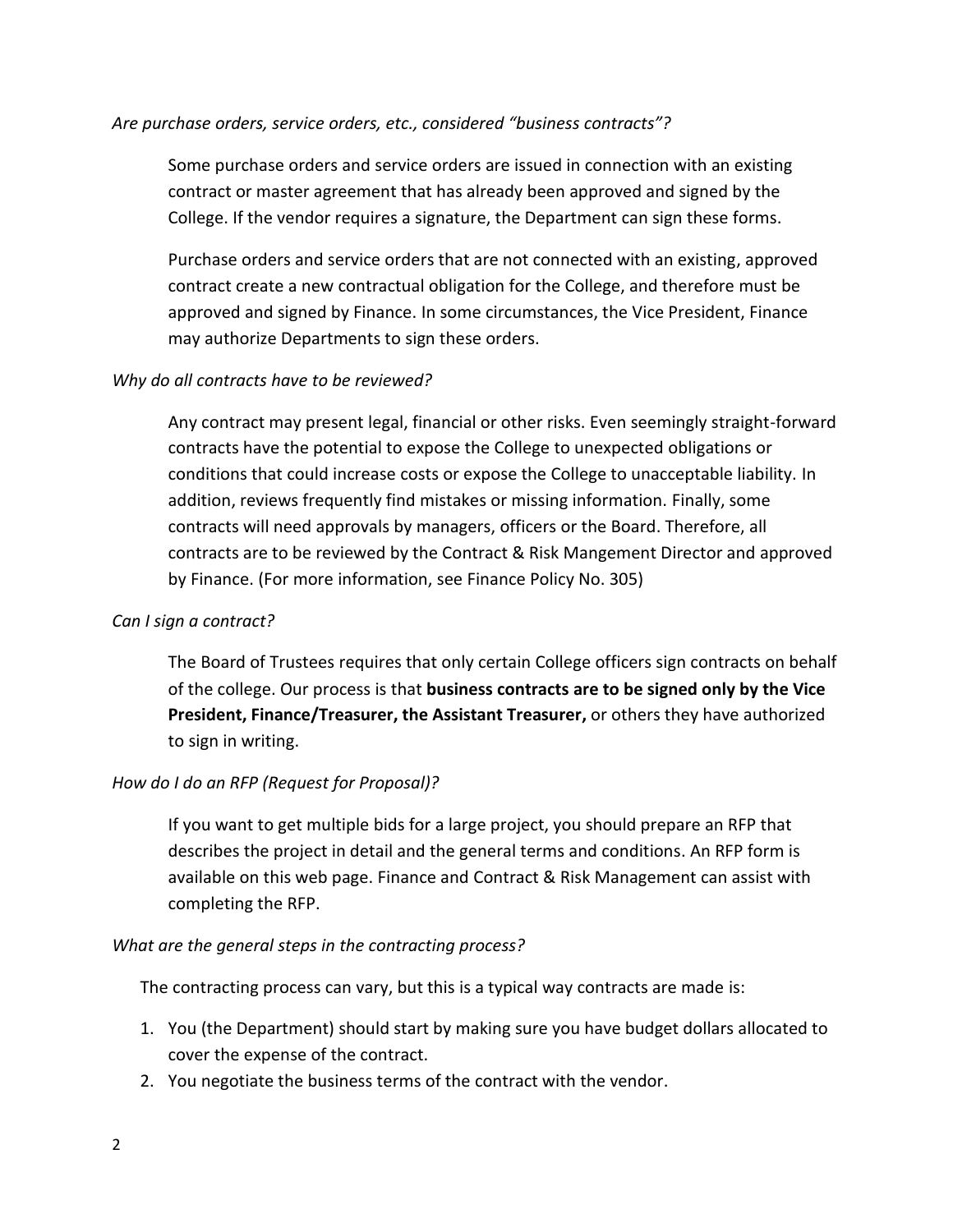*Are purchase orders, service orders, etc., considered "business contracts"?*

Some purchase orders and service orders are issued in connection with an existing contract or master agreement that has already been approved and signed by the College. If the vendor requires a signature, the Department can sign these forms.

Purchase orders and service orders that are not connected with an existing, approved contract create a new contractual obligation for the College, and therefore must be approved and signed by Finance. In some circumstances, the Vice President, Finance may authorize Departments to sign these orders.

*Why do all contracts have to be reviewed?*

Any contract may present legal, financial or other risks. Even seemingly straight-forward contracts have the potential to expose the College to unexpected obligations or conditions that could increase costs or expose the College to unacceptable liability. In addition, reviews frequently find mistakes or missing information. Finally, some contracts will need approvals by managers, officers or the Board. Therefore, all contracts are to be reviewed by the Contract & Risk Mangement Director and approved by Finance. (For more information, see Finance Policy No. 305)

*Can I sign a contract?*

The Board of Trustees requires that only certain College officers sign contracts on behalf of the college. Our process is that **business contracts are to be signed only by the Vice President, Finance/Treasurer, the Assistant Treasurer,** or others they have authorized to sign in writing.

*How do I do an RFP (Request for Proposal)?*

If you want to get multiple bids for a large project, you should prepare an RFP that describes the project in detail and the general terms and conditions. An RFP form is available on this web page. Finance and Contract & Risk Management can assist with completing the RFP.

*What are the general steps in the contracting process?*

The contracting process can vary, but this is a typical way contracts are made is:

1. You (the Department) should start by making sure you have budget dollars allocated to cover the expense of the contract.
2. You negotiate the business terms of the contract with the vendor.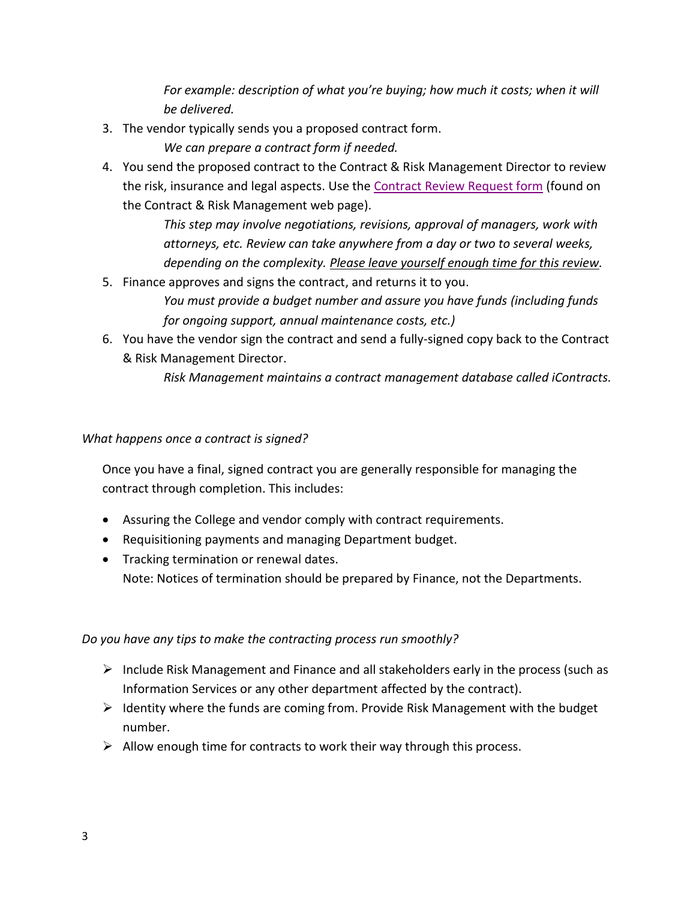*For example: description of what you're buying; how much it costs; when it will be delivered.*

3. The vendor typically sends you a proposed contract form.

    *We can prepare a contract form if needed.*

4. You send the proposed contract to the Contract & Risk Management Director to review the risk, insurance and legal aspects. Use the Contract Review Request form (found on the Contract & Risk Management web page).

    *This step may involve negotiations, revisions, approval of managers, work with attorneys, etc. Review can take anywhere from a day or two to several weeks, depending on the complexity. Please leave yourself enough time for this review.*

5. Finance approves and signs the contract, and returns it to you.

    *You must provide a budget number and assure you have funds (including funds for ongoing support, annual maintenance costs, etc.)*

6. You have the vendor sign the contract and send a fully-signed copy back to the Contract & Risk Management Director.

    *Risk Management maintains a contract management database called iContracts.*

*What happens once a contract is signed?*

Once you have a final, signed contract you are generally responsible for managing the contract through completion. This includes:

- Assuring the College and vendor comply with contract requirements.
- Requisitioning payments and managing Department budget.
- Tracking termination or renewal dates.
  Note: Notices of termination should be prepared by Finance, not the Departments.

*Do you have any tips to make the contracting process run smoothly?*

- Include Risk Management and Finance and all stakeholders early in the process (such as Information Services or any other department affected by the contract).
- Identity where the funds are coming from. Provide Risk Management with the budget number.
- Allow enough time for contracts to work their way through this process.